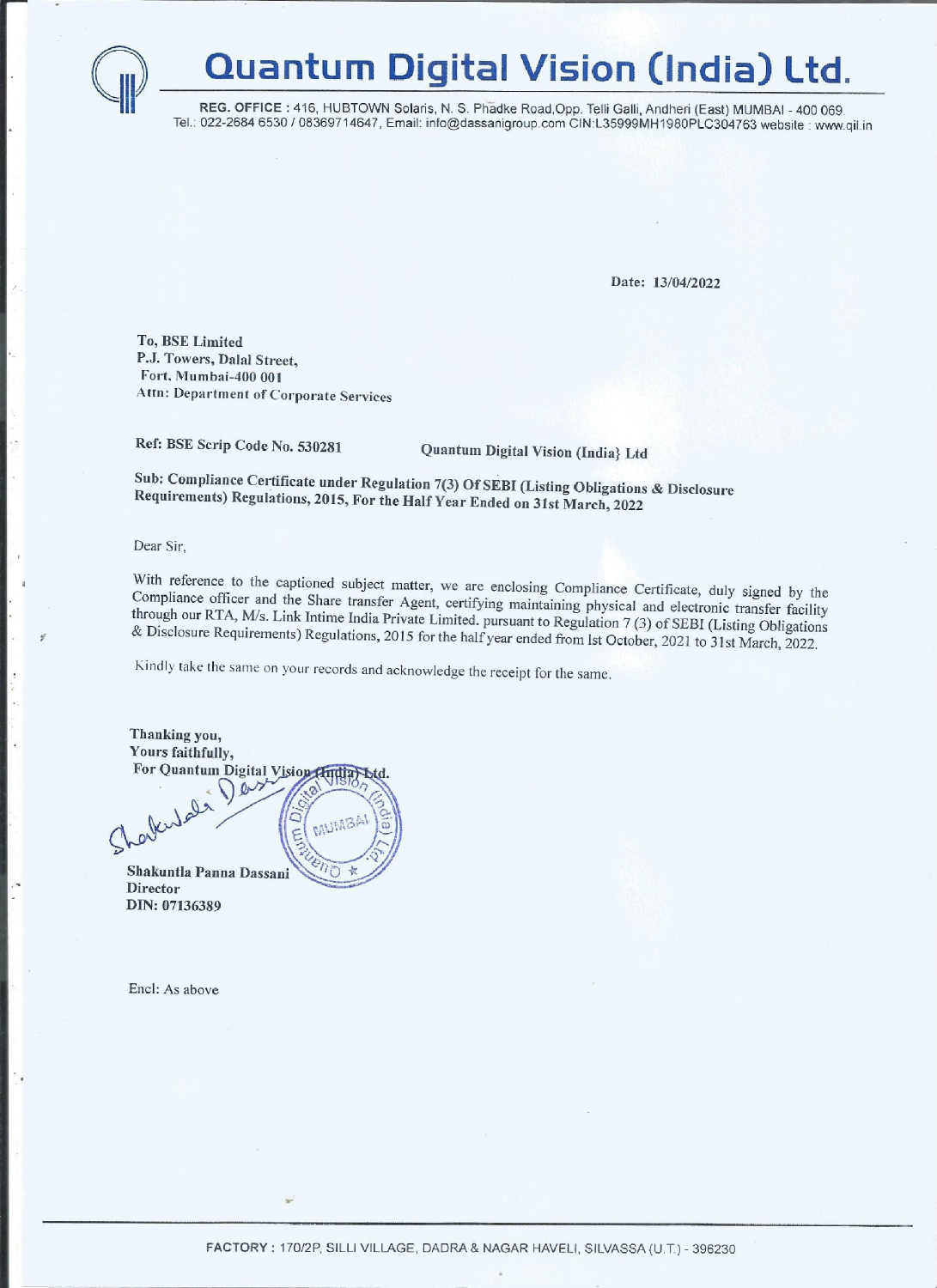# Quantum Digital Vision (India) Ltd.

REG. OFFICE : 416, HUBTOWN Solaris, N. S. Phadke Road,Opp. Telli Galli, Andheri (East) MUMBAI - 400 069.
Tel.: 022-2684 6530 / 08369714647, Email: info@dassanigroup.com CIN:L35999MH1980PLC304763 website : www.qil.in

Date: 13/04/2022

**To, BSE Limited**
**P.J. Towers, Dalal Street,**
**Fort, Mumbai-400 001**
**Attn: Department of Corporate Services**

**Ref: BSE Scrip Code No. 530281** **Quantum Digital Vision (India} Ltd**

**Sub: Compliance Certificate under Regulation 7(3) Of SEBI (Listing Obligations & Disclosure Requirements) Regulations, 2015, For the Half Year Ended on 31st March, 2022**

Dear Sir,

With reference to the captioned subject matter, we are enclosing Compliance Certificate, duly signed by the Compliance officer and the Share transfer Agent, certifying maintaining physical and electronic transfer facility through our RTA, M/s. Link Intime India Private Limited. pursuant to Regulation 7 (3) of SEBI (Listing Obligations & Disclosure Requirements) Regulations, 2015 for the half year ended from lst October, 2021 to 31st March, 2022.

Kindly take the same on your records and acknowledge the receipt for the same.

**Thanking you,**
**Yours faithfully,**
**For Quantum Digital Vision (India) Ltd.**

**Shakuntla Panna Dassani**
**Director**
**DIN: 07136389**

Encl: As above

FACTORY : 170/2P, SILLI VILLAGE, DADRA & NAGAR HAVELI, SILVASSA (U.T.) - 396230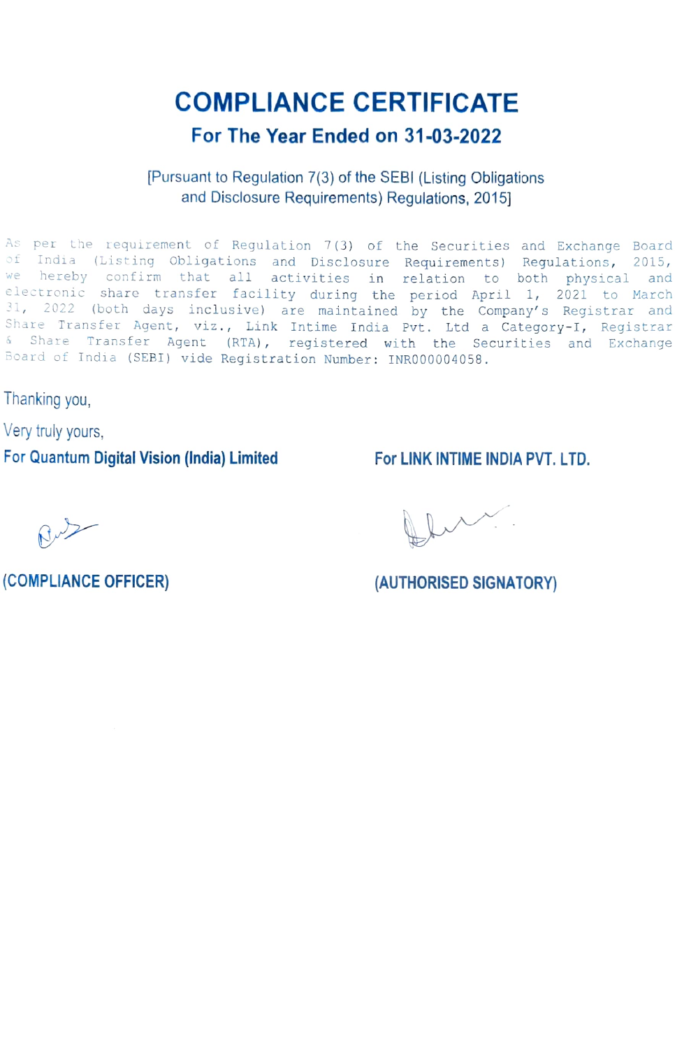# COMPLIANCE CERTIFICATE

## For The Year Ended on 31-03-2022

[Pursuant to Regulation 7(3) of the SEBI (Listing Obligations and Disclosure Requirements) Regulations, 2015]

As per the requirement of Regulation 7(3) of the Securities and Exchange Board of India (Listing Obligations and Disclosure Requirements) Regulations, 2015, we hereby confirm that all activities in relation to both physical and electronic share transfer facility during the period April 1, 2021 to March 31, 2022 (both days inclusive) are maintained by the Company's Registrar and Share Transfer Agent, viz., Link Intime India Pvt. Ltd a Category-I, Registrar & Share Transfer Agent (RTA), registered with the Securities and Exchange Board of India (SEBI) vide Registration Number: INR000004058.

Thanking you,

Very truly yours,

**For Quantum Digital Vision (India) Limited**

**(COMPLIANCE OFFICER)**

**For LINK INTIME INDIA PVT. LTD.**

**(AUTHORISED SIGNATORY)**